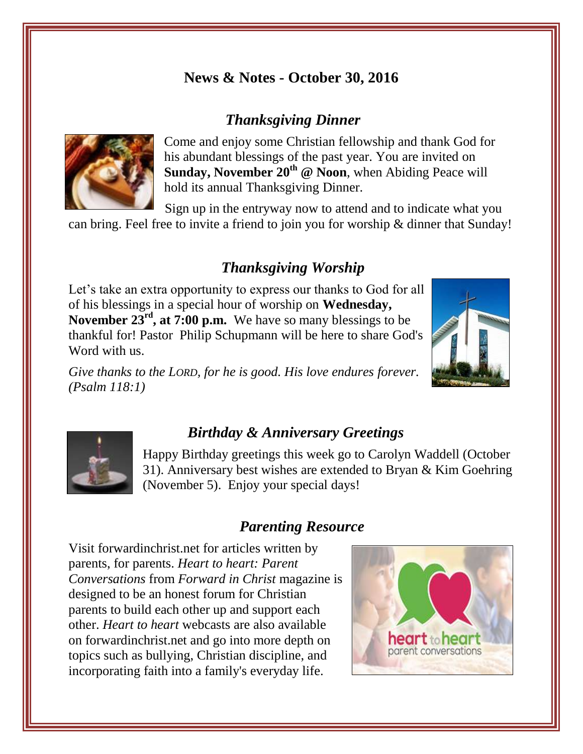# News & Notes - October 30, 2016

## *Thanksgiving Dinner*

Come and enjoy some Christian fellowship and thank God for his abundant blessings of the past year. You are invited on **Sunday, November 20th @ Noon**, when Abiding Peace will hold its annual Thanksgiving Dinner.

Sign up in the entryway now to attend and to indicate what you can bring. Feel free to invite a friend to join you for worship & dinner that Sunday!

## *Thanksgiving Worship*

Let's take an extra opportunity to express our thanks to God for all of his blessings in a special hour of worship on **Wednesday, November 23rd, at 7:00 p.m.** We have so many blessings to be thankful for! Pastor Philip Schupmann will be here to share God's Word with us.

*Give thanks to the LORD, for he is good. His love endures forever. (Psalm 118:1)*

## *Birthday & Anniversary Greetings*

Happy Birthday greetings this week go to Carolyn Waddell (October 31). Anniversary best wishes are extended to Bryan & Kim Goehring (November 5). Enjoy your special days!

## *Parenting Resource*

Visit forwardinchrist.net for articles written by parents, for parents. *Heart to heart: Parent Conversations* from *Forward in Christ* magazine is designed to be an honest forum for Christian parents to build each other up and support each other. *Heart to heart* webcasts are also available on forwardinchrist.net and go into more depth on topics such as bullying, Christian discipline, and incorporating faith into a family's everyday life.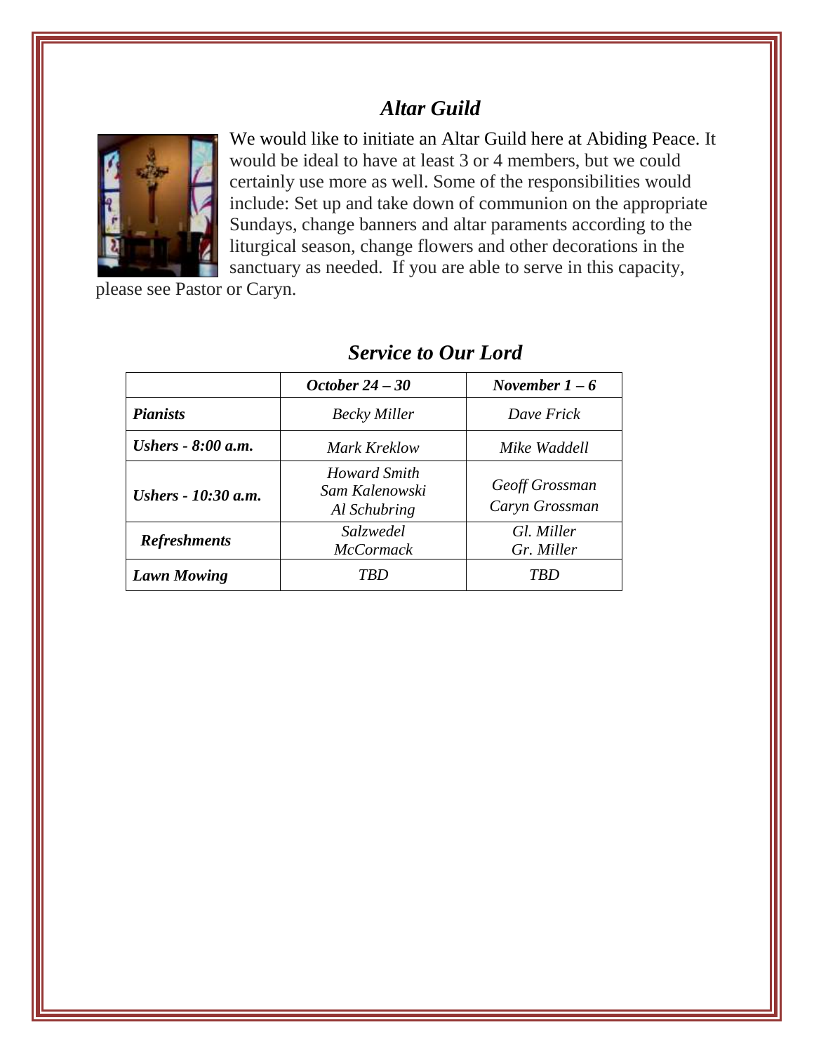## *Altar Guild*

We would like to initiate an Altar Guild here at Abiding Peace. It would be ideal to have at least 3 or 4 members, but we could certainly use more as well. Some of the responsibilities would include: Set up and take down of communion on the appropriate Sundays, change banners and altar paraments according to the liturgical season, change flowers and other decorations in the sanctuary as needed. If you are able to serve in this capacity, please see Pastor or Caryn.

## *Service to Our Lord*

| | ***October 24 – 30*** | ***November 1 – 6*** |
|---|---|---|
| ***Pianists*** | *Becky Miller* | *Dave Frick* |
| ***Ushers - 8:00 a.m.*** | *Mark Kreklow* | *Mike Waddell* |
| ***Ushers - 10:30 a.m.*** | *Howard Smith*<br>*Sam Kalenowski*<br>*Al Schubring* | *Geoff Grossman*<br>*Caryn Grossman* |
| ***Refreshments*** | *Salzwedel*<br>*McCormack* | *Gl. Miller*<br>*Gr. Miller* |
| ***Lawn Mowing*** | *TBD* | *TBD* |